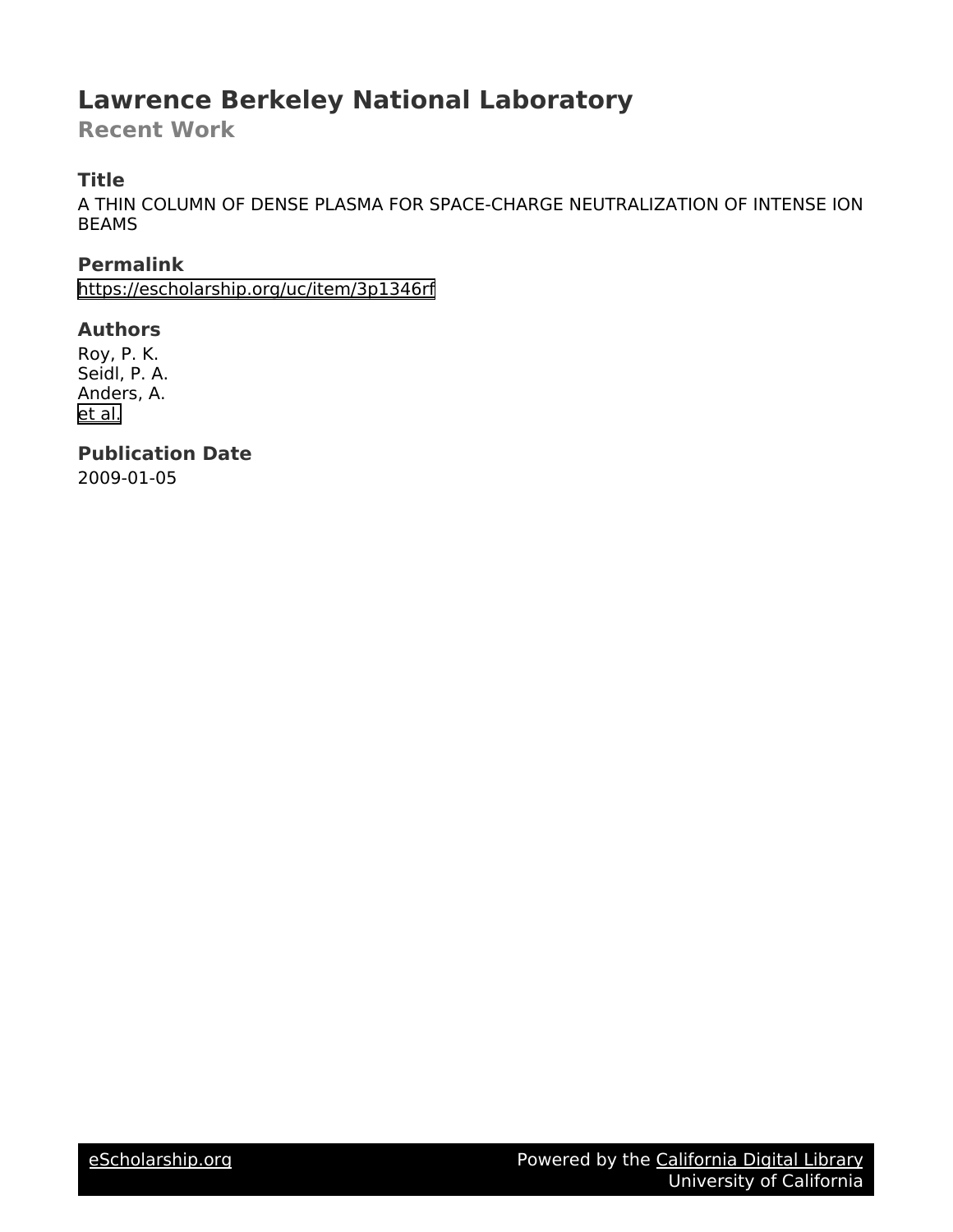# Lawrence Berkeley National Laboratory

## Recent Work

### Title

A THIN COLUMN OF DENSE PLASMA FOR SPACE-CHARGE NEUTRALIZATION OF INTENSE ION BEAMS

### Permalink

https://escholarship.org/uc/item/3p1346rf

### Authors

Roy, P. K.
Seidl, P. A.
Anders, A.
et al.

### Publication Date

2009-01-05

eScholarship.org Powered by the California Digital Library University of California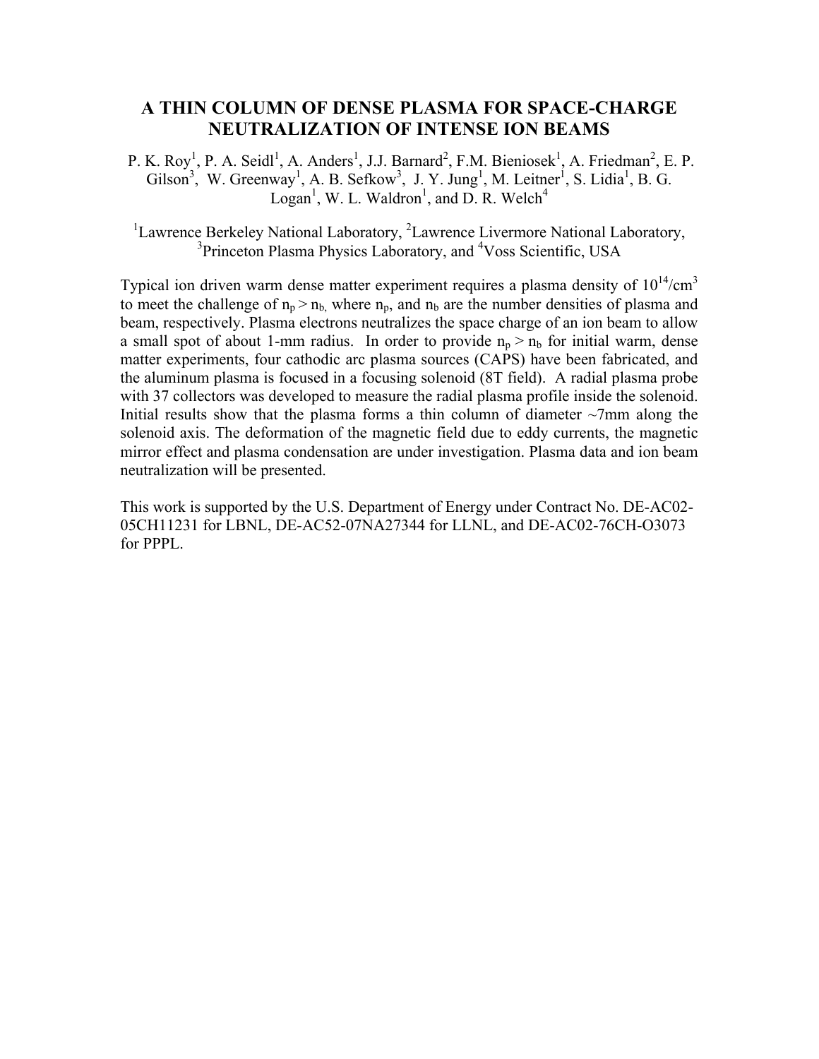# A THIN COLUMN OF DENSE PLASMA FOR SPACE-CHARGE NEUTRALIZATION OF INTENSE ION BEAMS

P. K. Roy[1], P. A. Seidl[1], A. Anders[1], J.J. Barnard[2], F.M. Bieniosek[1], A. Friedman[2], E. P. Gilson[3], W. Greenway[1], A. B. Sefkow[3], J. Y. Jung[1], M. Leitner[1], S. Lidia[1], B. G. Logan[1], W. L. Waldron[1], and D. R. Welch[4]

[1]Lawrence Berkeley National Laboratory, [2]Lawrence Livermore National Laboratory, [3]Princeton Plasma Physics Laboratory, and [4]Voss Scientific, USA

Typical ion driven warm dense matter experiment requires a plasma density of $10^{14}$/cm$^3$ to meet the challenge of $n_p > n_b$, where $n_p$, and $n_b$ are the number densities of plasma and beam, respectively. Plasma electrons neutralizes the space charge of an ion beam to allow a small spot of about 1-mm radius. In order to provide $n_p > n_b$ for initial warm, dense matter experiments, four cathodic arc plasma sources (CAPS) have been fabricated, and the aluminum plasma is focused in a focusing solenoid (8T field). A radial plasma probe with 37 collectors was developed to measure the radial plasma profile inside the solenoid. Initial results show that the plasma forms a thin column of diameter ~7mm along the solenoid axis. The deformation of the magnetic field due to eddy currents, the magnetic mirror effect and plasma condensation are under investigation. Plasma data and ion beam neutralization will be presented.

This work is supported by the U.S. Department of Energy under Contract No. DE-AC02-05CH11231 for LBNL, DE-AC52-07NA27344 for LLNL, and DE-AC02-76CH-O3073 for PPPL.